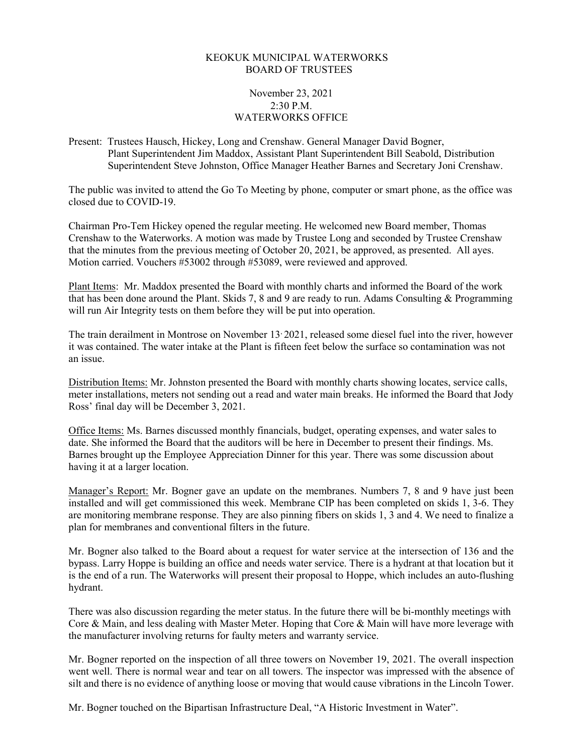# KEOKUK MUNICIPAL WATERWORKS
## BOARD OF TRUSTEES

November 23, 2021
2:30 P.M.
WATERWORKS OFFICE

Present: Trustees Hausch, Hickey, Long and Crenshaw. General Manager David Bogner, Plant Superintendent Jim Maddox, Assistant Plant Superintendent Bill Seabold, Distribution Superintendent Steve Johnston, Office Manager Heather Barnes and Secretary Joni Crenshaw.

The public was invited to attend the Go To Meeting by phone, computer or smart phone, as the office was closed due to COVID-19.

Chairman Pro-Tem Hickey opened the regular meeting. He welcomed new Board member, Thomas Crenshaw to the Waterworks. A motion was made by Trustee Long and seconded by Trustee Crenshaw that the minutes from the previous meeting of October 20, 2021, be approved, as presented. All ayes. Motion carried. Vouchers #53002 through #53089, were reviewed and approved.

Plant Items: Mr. Maddox presented the Board with monthly charts and informed the Board of the work that has been done around the Plant. Skids 7, 8 and 9 are ready to run. Adams Consulting & Programming will run Air Integrity tests on them before they will be put into operation.

The train derailment in Montrose on November 13, 2021, released some diesel fuel into the river, however it was contained. The water intake at the Plant is fifteen feet below the surface so contamination was not an issue.

Distribution Items: Mr. Johnston presented the Board with monthly charts showing locates, service calls, meter installations, meters not sending out a read and water main breaks. He informed the Board that Jody Ross' final day will be December 3, 2021.

Office Items: Ms. Barnes discussed monthly financials, budget, operating expenses, and water sales to date. She informed the Board that the auditors will be here in December to present their findings. Ms. Barnes brought up the Employee Appreciation Dinner for this year. There was some discussion about having it at a larger location.

Manager's Report: Mr. Bogner gave an update on the membranes. Numbers 7, 8 and 9 have just been installed and will get commissioned this week. Membrane CIP has been completed on skids 1, 3-6. They are monitoring membrane response. They are also pinning fibers on skids 1, 3 and 4. We need to finalize a plan for membranes and conventional filters in the future.

Mr. Bogner also talked to the Board about a request for water service at the intersection of 136 and the bypass. Larry Hoppe is building an office and needs water service. There is a hydrant at that location but it is the end of a run. The Waterworks will present their proposal to Hoppe, which includes an auto-flushing hydrant.

There was also discussion regarding the meter status. In the future there will be bi-monthly meetings with Core & Main, and less dealing with Master Meter. Hoping that Core & Main will have more leverage with the manufacturer involving returns for faulty meters and warranty service.

Mr. Bogner reported on the inspection of all three towers on November 19, 2021. The overall inspection went well. There is normal wear and tear on all towers. The inspector was impressed with the absence of silt and there is no evidence of anything loose or moving that would cause vibrations in the Lincoln Tower.

Mr. Bogner touched on the Bipartisan Infrastructure Deal, "A Historic Investment in Water".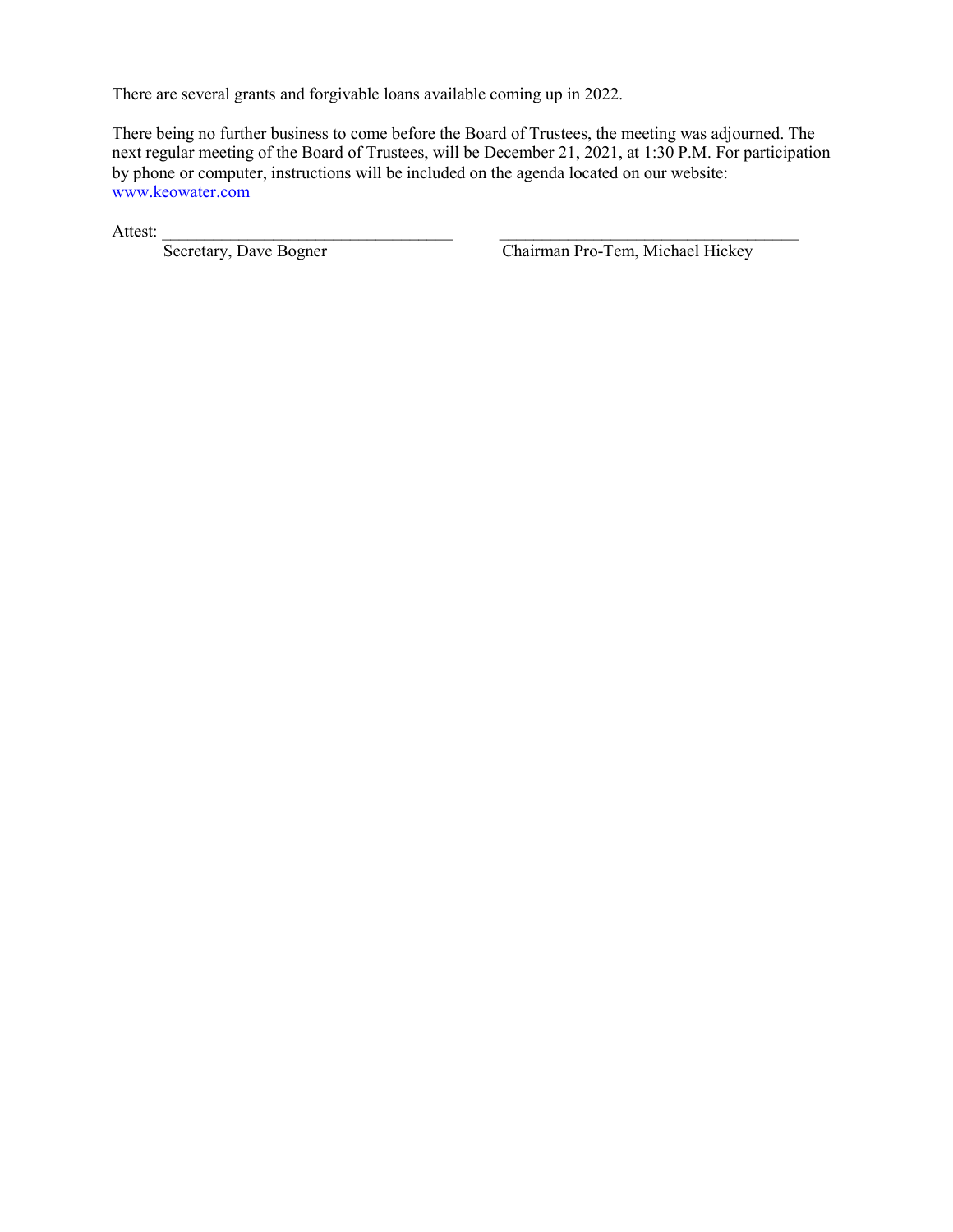There are several grants and forgivable loans available coming up in 2022.

There being no further business to come before the Board of Trustees, the meeting was adjourned. The next regular meeting of the Board of Trustees, will be December 21, 2021, at 1:30 P.M. For participation by phone or computer, instructions will be included on the agenda located on our website: [www.keowater.com](http://www.keowater.com)

Attest: ___________________________________ ___________________________________

Secretary, Dave Bogner Chairman Pro-Tem, Michael Hickey